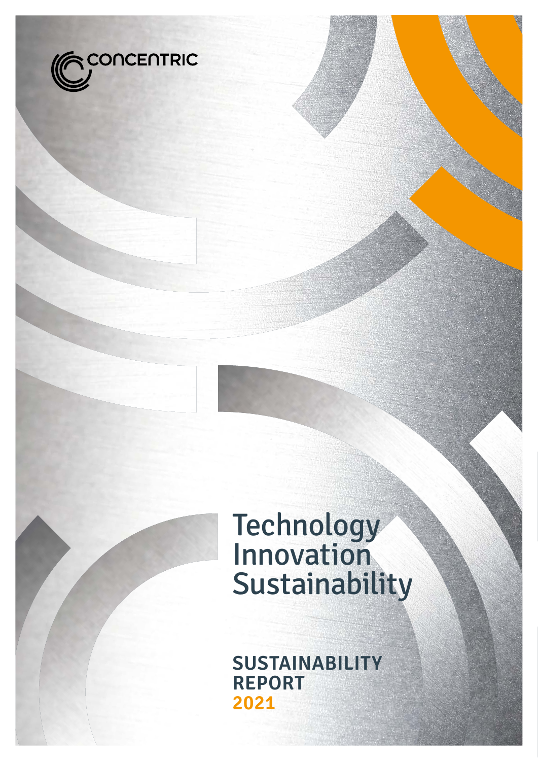CONCENTRIC

# Technology Innovation Sustainability

**SUSTAINABILITY REPORT 2021**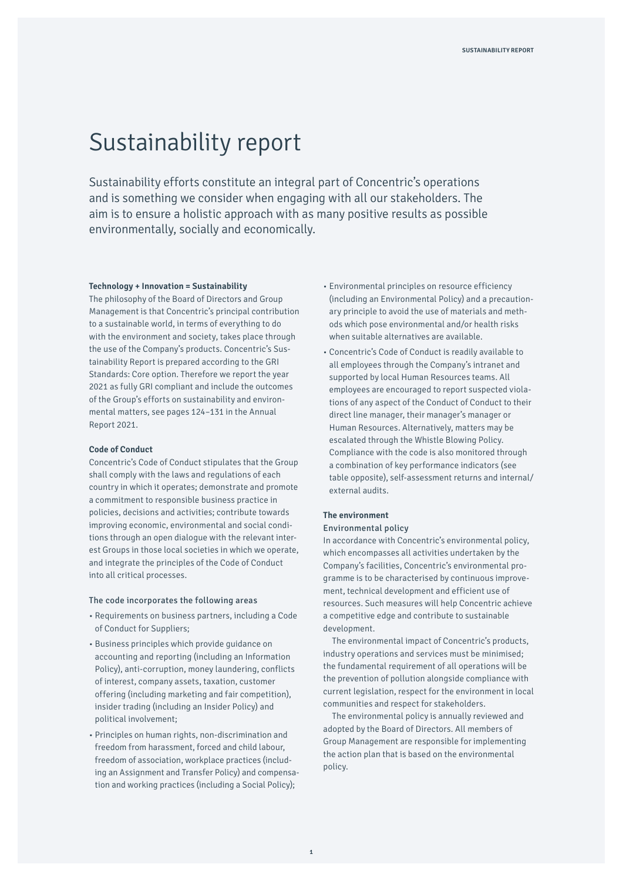# Sustainability report

Sustainability efforts constitute an integral part of Concentric's operations and is something we consider when engaging with all our stakeholders. The aim is to ensure a holistic approach with as many positive results as possible environmentally, socially and economically.

**Technology + Innovation = Sustainability**

The philosophy of the Board of Directors and Group Management is that Concentric's principal contribution to a sustainable world, in terms of everything to do with the environment and society, takes place through the use of the Company's products. Concentric's Sustainability Report is prepared according to the GRI Standards: Core option. Therefore we report the year 2021 as fully GRI compliant and include the outcomes of the Group's efforts on sustainability and environmental matters, see pages 124–131 in the Annual Report 2021.

**Code of Conduct**

Concentric's Code of Conduct stipulates that the Group shall comply with the laws and regulations of each country in which it operates; demonstrate and promote a commitment to responsible business practice in policies, decisions and activities; contribute towards improving economic, environmental and social conditions through an open dialogue with the relevant interest Groups in those local societies in which we operate, and integrate the principles of the Code of Conduct into all critical processes.

The code incorporates the following areas

- Requirements on business partners, including a Code of Conduct for Suppliers;
- Business principles which provide guidance on accounting and reporting (including an Information Policy), anti-corruption, money laundering, conflicts of interest, company assets, taxation, customer offering (including marketing and fair competition), insider trading (including an Insider Policy) and political involvement;
- Principles on human rights, non-discrimination and freedom from harassment, forced and child labour, freedom of association, workplace practices (including an Assignment and Transfer Policy) and compensation and working practices (including a Social Policy);
- Environmental principles on resource efficiency (including an Environmental Policy) and a precautionary principle to avoid the use of materials and methods which pose environmental and/or health risks when suitable alternatives are available.
- Concentric's Code of Conduct is readily available to all employees through the Company's intranet and supported by local Human Resources teams. All employees are encouraged to report suspected violations of any aspect of the Conduct of Conduct to their direct line manager, their manager's manager or Human Resources. Alternatively, matters may be escalated through the Whistle Blowing Policy. Compliance with the code is also monitored through a combination of key performance indicators (see table opposite), self-assessment returns and internal/external audits.

**The environment**

Environmental policy

In accordance with Concentric's environmental policy, which encompasses all activities undertaken by the Company's facilities, Concentric's environmental programme is to be characterised by continuous improvement, technical development and efficient use of resources. Such measures will help Concentric achieve a competitive edge and contribute to sustainable development.

The environmental impact of Concentric's products, industry operations and services must be minimised; the fundamental requirement of all operations will be the prevention of pollution alongside compliance with current legislation, respect for the environment in local communities and respect for stakeholders.

The environmental policy is annually reviewed and adopted by the Board of Directors. All members of Group Management are responsible for implementing the action plan that is based on the environmental policy.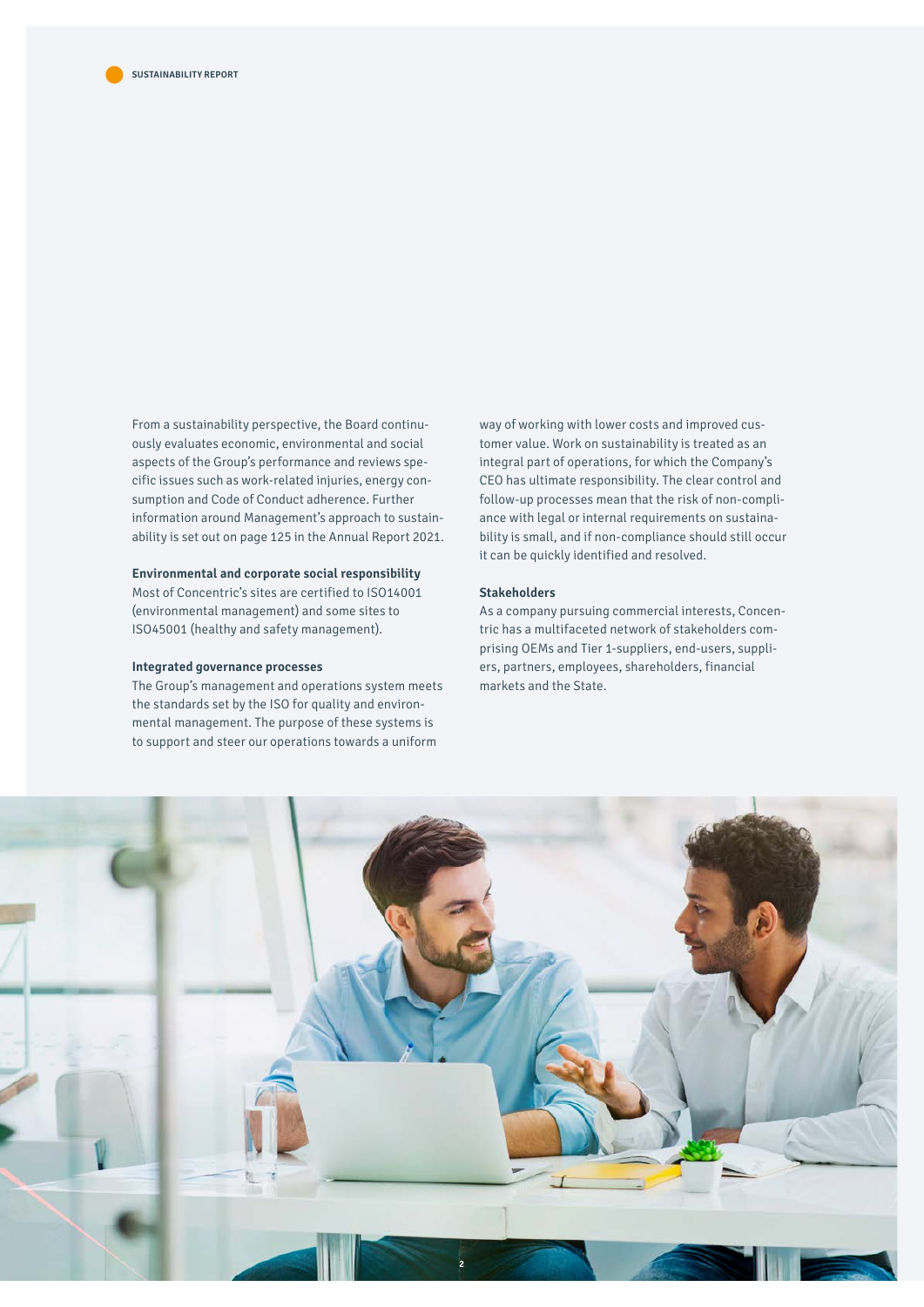From a sustainability perspective, the Board continuously evaluates economic, environmental and social aspects of the Group's performance and reviews specific issues such as work-related injuries, energy consumption and Code of Conduct adherence. Further information around Management's approach to sustainability is set out on page 125 in the Annual Report 2021.

**Environmental and corporate social responsibility**

Most of Concentric's sites are certified to ISO14001 (environmental management) and some sites to ISO45001 (healthy and safety management).

**Integrated governance processes**

The Group's management and operations system meets the standards set by the ISO for quality and environmental management. The purpose of these systems is to support and steer our operations towards a uniform way of working with lower costs and improved customer value. Work on sustainability is treated as an integral part of operations, for which the Company's CEO has ultimate responsibility. The clear control and follow-up processes mean that the risk of non-compliance with legal or internal requirements on sustainability is small, and if non-compliance should still occur it can be quickly identified and resolved.

**Stakeholders**

As a company pursuing commercial interests, Concentric has a multifaceted network of stakeholders comprising OEMs and Tier 1-suppliers, end-users, suppliers, partners, employees, shareholders, financial markets and the State.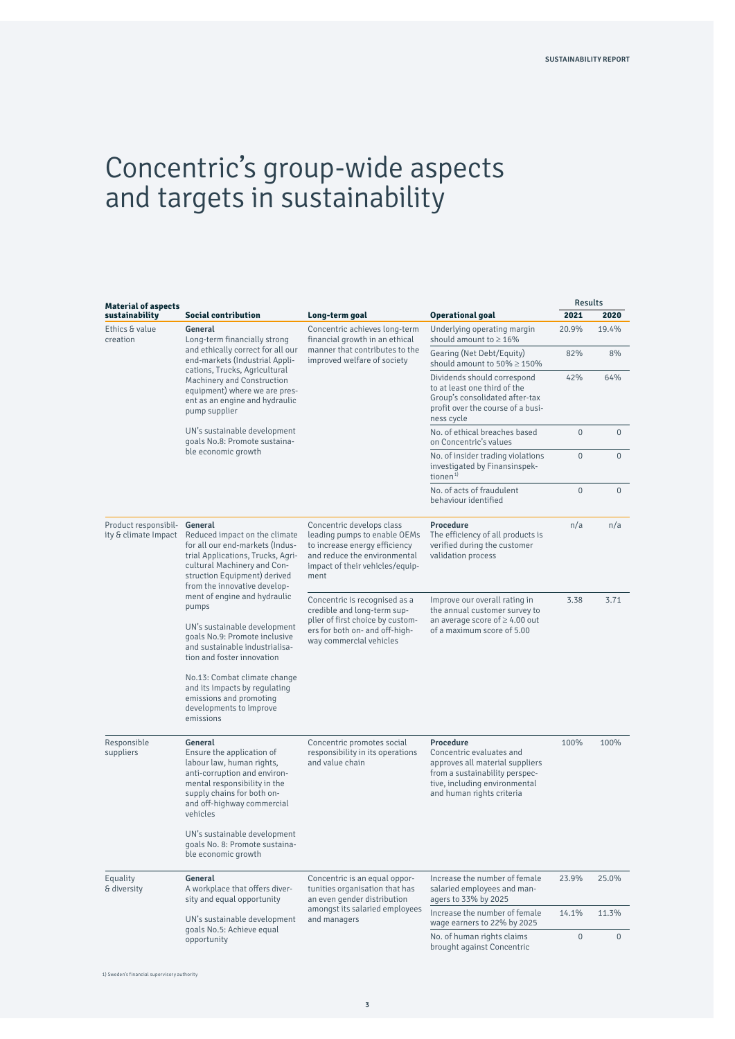# Concentric's group-wide aspects and targets in sustainability

| Material of aspects sustainability | Social contribution | Long-term goal | Operational goal | Results 2021 | Results 2020 |
|---|---|---|---|---|---|
| Ethics & value creation | **General** Long-term financially strong and ethically correct for all our end-markets (Industrial Applications, Trucks, Agricultural Machinery and Construction equipment) where we are present as an engine and hydraulic pump supplier<br><br>UN's sustainable development goals No.8: Promote sustainable economic growth | Concentric achieves long-term financial growth in an ethical manner that contributes to the improved welfare of society | Underlying operating margin should amount to ≥ 16% | 20.9% | 19.4% |
| | | | Gearing (Net Debt/Equity) should amount to 50% ≥ 150% | 82% | 8% |
| | | | Dividends should correspond to at least one third of the Group's consolidated after-tax profit over the course of a business cycle | 42% | 64% |
| | | | No. of ethical breaches based on Concentric's values | 0 | 0 |
| | | | No. of insider trading violations investigated by Finansinspektionen[1] | 0 | 0 |
| | | | No. of acts of fraudulent behaviour identified | 0 | 0 |
| Product responsibility & climate Impact | **General** Reduced impact on the climate for all our end-markets (Industrial Applications, Trucks, Agricultural Machinery and Construction Equipment) derived from the innovative development of engine and hydraulic pumps<br><br>UN's sustainable development goals No.9: Promote inclusive and sustainable industrialisation and foster innovation<br><br>No.13: Combat climate change and its impacts by regulating emissions and promoting developments to improve emissions | Concentric develops class leading pumps to enable OEMs to increase energy efficiency and reduce the environmental impact of their vehicles/equipment | **Procedure** The efficiency of all products is verified during the customer validation process | n/a | n/a |
| | | Concentric is recognised as a credible and long-term supplier of first choice by customers for both on- and off-highway commercial vehicles | Improve our overall rating in the annual customer survey to an average score of ≥ 4.00 out of a maximum score of 5.00 | 3.38 | 3.71 |
| Responsible suppliers | **General** Ensure the application of labour law, human rights, anti-corruption and environmental responsibility in the supply chains for both on- and off-highway commercial vehicles<br><br>UN's sustainable development goals No. 8: Promote sustainable economic growth | Concentric promotes social responsibility in its operations and value chain | **Procedure** Concentric evaluates and approves all material suppliers from a sustainability perspective, including environmental and human rights criteria | 100% | 100% |
| Equality & diversity | **General** A workplace that offers diversity and equal opportunity<br><br>UN's sustainable development goals No.5: Achieve equal opportunity | Concentric is an equal opportunities organisation that has an even gender distribution amongst its salaried employees and managers | Increase the number of female salaried employees and managers to 33% by 2025 | 23.9% | 25.0% |
| | | | Increase the number of female wage earners to 22% by 2025 | 14.1% | 11.3% |
| | | | No. of human rights claims brought against Concentric | 0 | 0 |

1) Sweden's financial supervisory authority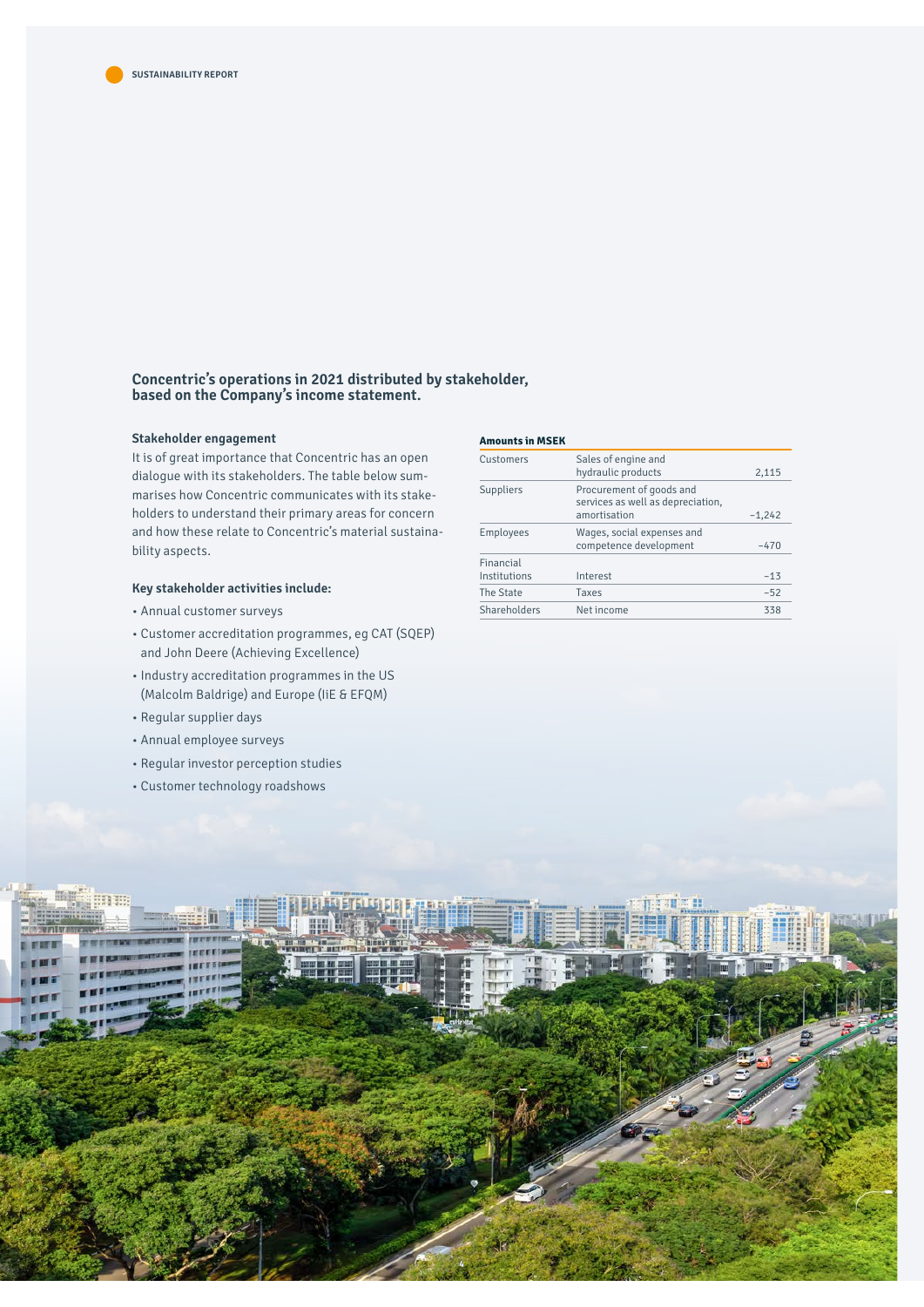## Concentric's operations in 2021 distributed by stakeholder, based on the Company's income statement.

### Stakeholder engagement

It is of great importance that Concentric has an open dialogue with its stakeholders. The table below summarises how Concentric communicates with its stakeholders to understand their primary areas for concern and how these relate to Concentric's material sustainability aspects.

### Key stakeholder activities include:

- Annual customer surveys
- Customer accreditation programmes, eg CAT (SQEP) and John Deere (Achieving Excellence)
- Industry accreditation programmes in the US (Malcolm Baldrige) and Europe (IiE & EFQM)
- Regular supplier days
- Annual employee surveys
- Regular investor perception studies
- Customer technology roadshows

**Amounts in MSEK**

| | | |
|---|---|---|
| Customers | Sales of engine and hydraulic products | 2,115 |
| Suppliers | Procurement of goods and services as well as depreciation, amortisation | –1,242 |
| Employees | Wages, social expenses and competence development | –470 |
| Financial Institutions | Interest | –13 |
| The State | Taxes | –52 |
| Shareholders | Net income | 338 |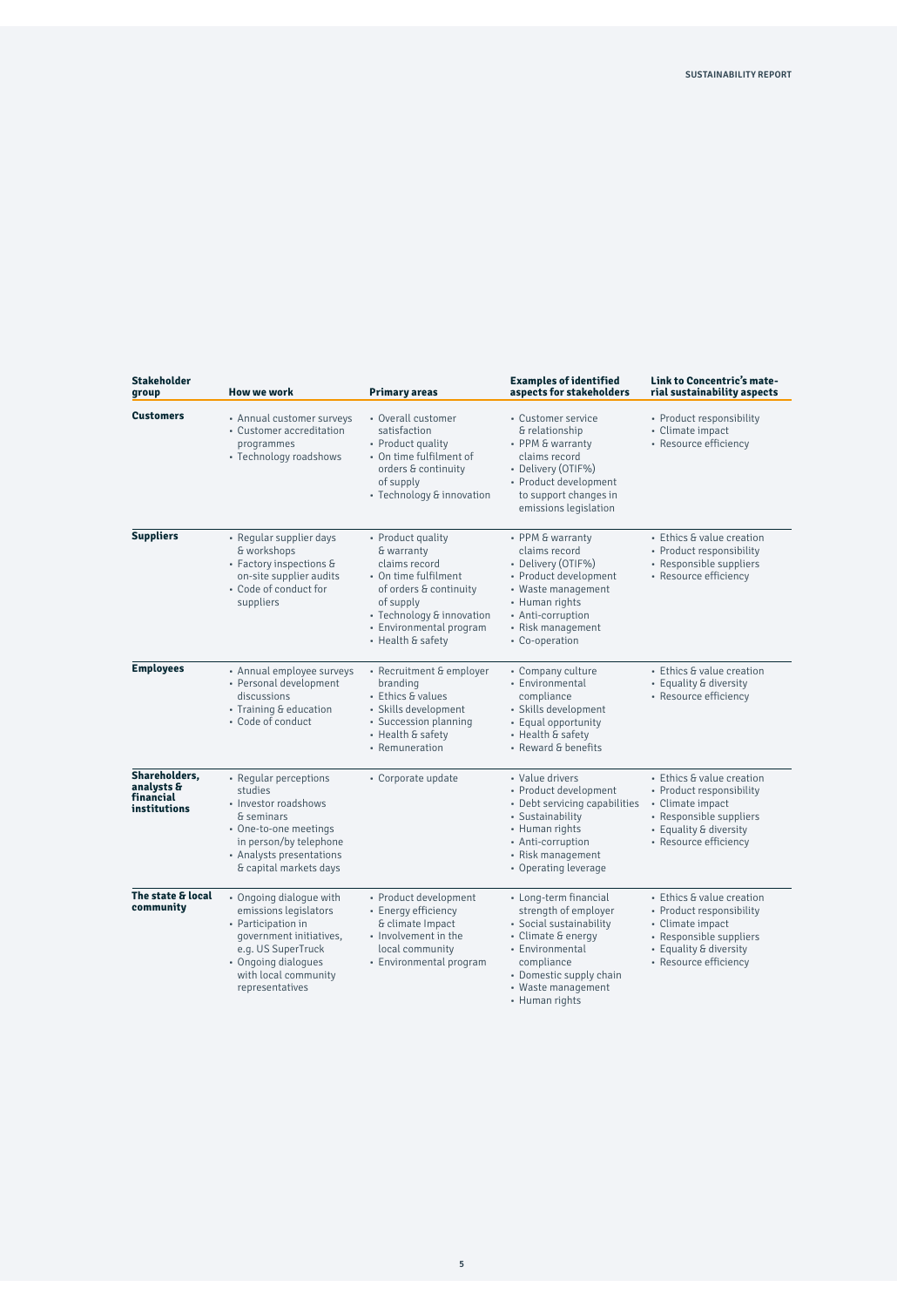| Stakeholder group | How we work | Primary areas | Examples of identified aspects for stakeholders | Link to Concentric's material sustainability aspects |
|---|---|---|---|---|
| **Customers** | • Annual customer surveys<br>• Customer accreditation programmes<br>• Technology roadshows | • Overall customer satisfaction<br>• Product quality<br>• On time fulfilment of orders & continuity of supply<br>• Technology & innovation | • Customer service & relationship<br>• PPM & warranty claims record<br>• Delivery (OTIF%)<br>• Product development to support changes in emissions legislation | • Product responsibility<br>• Climate impact<br>• Resource efficiency |
| **Suppliers** | • Regular supplier days & workshops<br>• Factory inspections & on-site supplier audits<br>• Code of conduct for suppliers | • Product quality & warranty claims record<br>• On time fulfilment of orders & continuity of supply<br>• Technology & innovation<br>• Environmental program<br>• Health & safety | • PPM & warranty claims record<br>• Delivery (OTIF%)<br>• Product development<br>• Waste management<br>• Human rights<br>• Anti-corruption<br>• Risk management<br>• Co-operation | • Ethics & value creation<br>• Product responsibility<br>• Responsible suppliers<br>• Resource efficiency |
| **Employees** | • Annual employee surveys<br>• Personal development discussions<br>• Training & education<br>• Code of conduct | • Recruitment & employer branding<br>• Ethics & values<br>• Skills development<br>• Succession planning<br>• Health & safety<br>• Remuneration | • Company culture<br>• Environmental compliance<br>• Skills development<br>• Equal opportunity<br>• Health & safety<br>• Reward & benefits | • Ethics & value creation<br>• Equality & diversity<br>• Resource efficiency |
| **Shareholders, analysts & financial institutions** | • Regular perceptions studies<br>• Investor roadshows & seminars<br>• One-to-one meetings in person/by telephone<br>• Analysts presentations & capital markets days | • Corporate update | • Value drivers<br>• Product development<br>• Debt servicing capabilities<br>• Sustainability<br>• Human rights<br>• Anti-corruption<br>• Risk management<br>• Operating leverage | • Ethics & value creation<br>• Product responsibility<br>• Climate impact<br>• Responsible suppliers<br>• Equality & diversity<br>• Resource efficiency |
| **The state & local community** | • Ongoing dialogue with emissions legislators<br>• Participation in government initiatives, e.g. US SuperTruck<br>• Ongoing dialogues with local community representatives | • Product development<br>• Energy efficiency & climate Impact<br>• Involvement in the local community<br>• Environmental program | • Long-term financial strength of employer<br>• Social sustainability<br>• Climate & energy<br>• Environmental compliance<br>• Domestic supply chain<br>• Waste management<br>• Human rights | • Ethics & value creation<br>• Product responsibility<br>• Climate impact<br>• Responsible suppliers<br>• Equality & diversity<br>• Resource efficiency |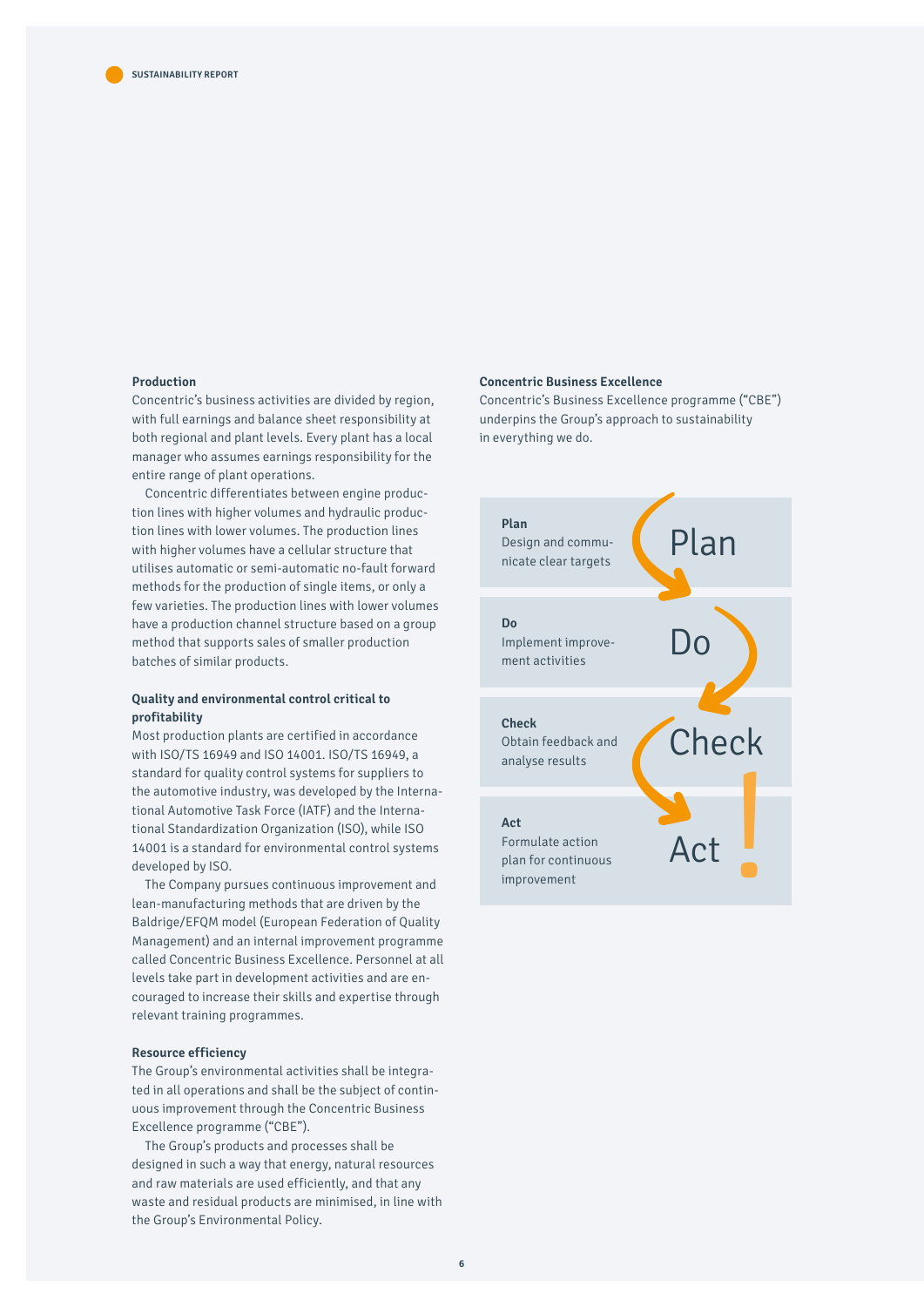### Production

Concentric's business activities are divided by region, with full earnings and balance sheet responsibility at both regional and plant levels. Every plant has a local manager who assumes earnings responsibility for the entire range of plant operations.

Concentric differentiates between engine production lines with higher volumes and hydraulic production lines with lower volumes. The production lines with higher volumes have a cellular structure that utilises automatic or semi-automatic no-fault forward methods for the production of single items, or only a few varieties. The production lines with lower volumes have a production channel structure based on a group method that supports sales of smaller production batches of similar products.

### Quality and environmental control critical to profitability

Most production plants are certified in accordance with ISO/TS 16949 and ISO 14001. ISO/TS 16949, a standard for quality control systems for suppliers to the automotive industry, was developed by the International Automotive Task Force (IATF) and the International Standardization Organization (ISO), while ISO 14001 is a standard for environmental control systems developed by ISO.

The Company pursues continuous improvement and lean-manufacturing methods that are driven by the Baldrige/EFQM model (European Federation of Quality Management) and an internal improvement programme called Concentric Business Excellence. Personnel at all levels take part in development activities and are encouraged to increase their skills and expertise through relevant training programmes.

### Resource efficiency

The Group's environmental activities shall be integrated in all operations and shall be the subject of continuous improvement through the Concentric Business Excellence programme ("CBE").

The Group's products and processes shall be designed in such a way that energy, natural resources and raw materials are used efficiently, and that any waste and residual products are minimised, in line with the Group's Environmental Policy.

### Concentric Business Excellence

Concentric's Business Excellence programme ("CBE") underpins the Group's approach to sustainability in everything we do.

**Plan**
Design and communicate clear targets

Plan

**Do**
Implement improvement activities

Do

**Check**
Obtain feedback and analyse results

Check

**Act**
Formulate action plan for continuous improvement

Act !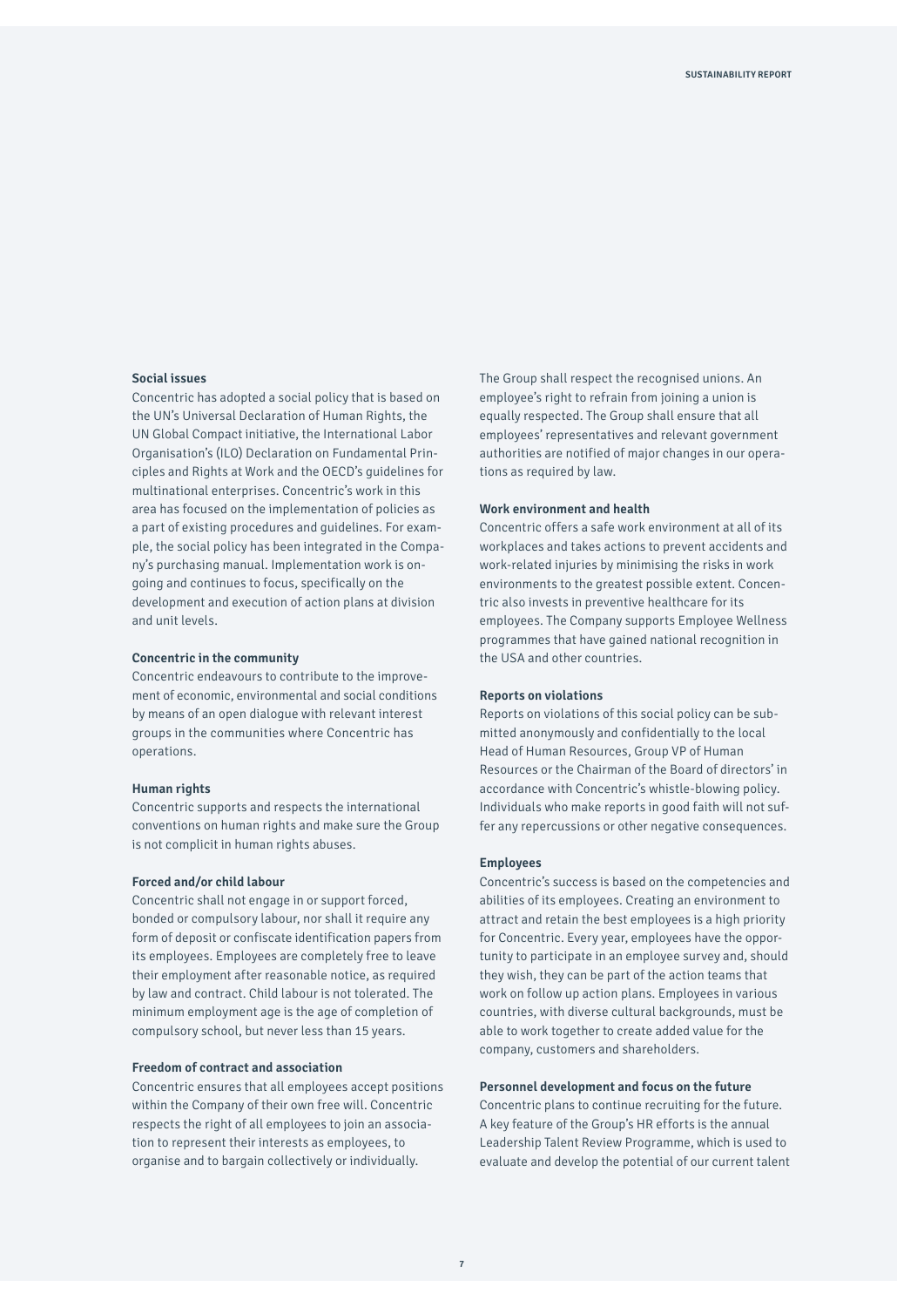### Social issues

Concentric has adopted a social policy that is based on the UN's Universal Declaration of Human Rights, the UN Global Compact initiative, the International Labor Organisation's (ILO) Declaration on Fundamental Principles and Rights at Work and the OECD's guidelines for multinational enterprises. Concentric's work in this area has focused on the implementation of policies as a part of existing procedures and guidelines. For example, the social policy has been integrated in the Company's purchasing manual. Implementation work is ongoing and continues to focus, specifically on the development and execution of action plans at division and unit levels.

### Concentric in the community

Concentric endeavours to contribute to the improvement of economic, environmental and social conditions by means of an open dialogue with relevant interest groups in the communities where Concentric has operations.

### Human rights

Concentric supports and respects the international conventions on human rights and make sure the Group is not complicit in human rights abuses.

### Forced and/or child labour

Concentric shall not engage in or support forced, bonded or compulsory labour, nor shall it require any form of deposit or confiscate identification papers from its employees. Employees are completely free to leave their employment after reasonable notice, as required by law and contract. Child labour is not tolerated. The minimum employment age is the age of completion of compulsory school, but never less than 15 years.

### Freedom of contract and association

Concentric ensures that all employees accept positions within the Company of their own free will. Concentric respects the right of all employees to join an association to represent their interests as employees, to organise and to bargain collectively or individually.

The Group shall respect the recognised unions. An employee's right to refrain from joining a union is equally respected. The Group shall ensure that all employees' representatives and relevant government authorities are notified of major changes in our operations as required by law.

### Work environment and health

Concentric offers a safe work environment at all of its workplaces and takes actions to prevent accidents and work-related injuries by minimising the risks in work environments to the greatest possible extent. Concentric also invests in preventive healthcare for its employees. The Company supports Employee Wellness programmes that have gained national recognition in the USA and other countries.

### Reports on violations

Reports on violations of this social policy can be submitted anonymously and confidentially to the local Head of Human Resources, Group VP of Human Resources or the Chairman of the Board of directors' in accordance with Concentric's whistle-blowing policy. Individuals who make reports in good faith will not suffer any repercussions or other negative consequences.

### Employees

Concentric's success is based on the competencies and abilities of its employees. Creating an environment to attract and retain the best employees is a high priority for Concentric. Every year, employees have the opportunity to participate in an employee survey and, should they wish, they can be part of the action teams that work on follow up action plans. Employees in various countries, with diverse cultural backgrounds, must be able to work together to create added value for the company, customers and shareholders.

### Personnel development and focus on the future

Concentric plans to continue recruiting for the future. A key feature of the Group's HR efforts is the annual Leadership Talent Review Programme, which is used to evaluate and develop the potential of our current talent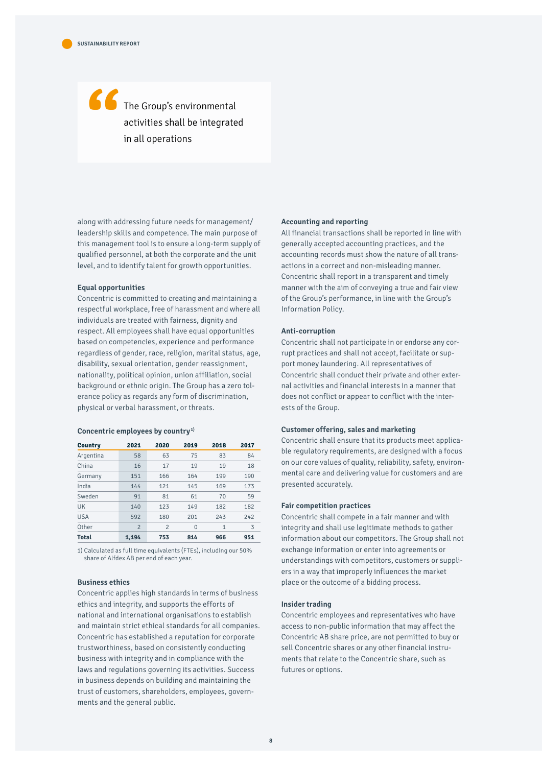> The Group's environmental activities shall be integrated in all operations

along with addressing future needs for management/leadership skills and competence. The main purpose of this management tool is to ensure a long-term supply of qualified personnel, at both the corporate and the unit level, and to identify talent for growth opportunities.

### Equal opportunities

Concentric is committed to creating and maintaining a respectful workplace, free of harassment and where all individuals are treated with fairness, dignity and respect. All employees shall have equal opportunities based on competencies, experience and performance regardless of gender, race, religion, marital status, age, disability, sexual orientation, gender reassignment, nationality, political opinion, union affiliation, social background or ethnic origin. The Group has a zero tolerance policy as regards any form of discrimination, physical or verbal harassment, or threats.

**Concentric employees by country[1)]**

| Country | 2021 | 2020 | 2019 | 2018 | 2017 |
|---|---|---|---|---|---|
| Argentina | 58 | 63 | 75 | 83 | 84 |
| China | 16 | 17 | 19 | 19 | 18 |
| Germany | 151 | 166 | 164 | 199 | 190 |
| India | 144 | 121 | 145 | 169 | 173 |
| Sweden | 91 | 81 | 61 | 70 | 59 |
| UK | 140 | 123 | 149 | 182 | 182 |
| USA | 592 | 180 | 201 | 243 | 242 |
| Other | 2 | 2 | 0 | 1 | 3 |
| **Total** | **1,194** | **753** | **814** | **966** | **951** |

1) Calculated as full time equivalents (FTEs), including our 50% share of Alfdex AB per end of each year.

### Business ethics

Concentric applies high standards in terms of business ethics and integrity, and supports the efforts of national and international organisations to establish and maintain strict ethical standards for all companies. Concentric has established a reputation for corporate trustworthiness, based on consistently conducting business with integrity and in compliance with the laws and regulations governing its activities. Success in business depends on building and maintaining the trust of customers, shareholders, employees, governments and the general public.

### Accounting and reporting

All financial transactions shall be reported in line with generally accepted accounting practices, and the accounting records must show the nature of all transactions in a correct and non-misleading manner. Concentric shall report in a transparent and timely manner with the aim of conveying a true and fair view of the Group's performance, in line with the Group's Information Policy.

### Anti-corruption

Concentric shall not participate in or endorse any corrupt practices and shall not accept, facilitate or support money laundering. All representatives of Concentric shall conduct their private and other external activities and financial interests in a manner that does not conflict or appear to conflict with the interests of the Group.

### Customer offering, sales and marketing

Concentric shall ensure that its products meet applicable regulatory requirements, are designed with a focus on our core values of quality, reliability, safety, environmental care and delivering value for customers and are presented accurately.

### Fair competition practices

Concentric shall compete in a fair manner and with integrity and shall use legitimate methods to gather information about our competitors. The Group shall not exchange information or enter into agreements or understandings with competitors, customers or suppliers in a way that improperly influences the market place or the outcome of a bidding process.

### Insider trading

Concentric employees and representatives who have access to non-public information that may affect the Concentric AB share price, are not permitted to buy or sell Concentric shares or any other financial instruments that relate to the Concentric share, such as futures or options.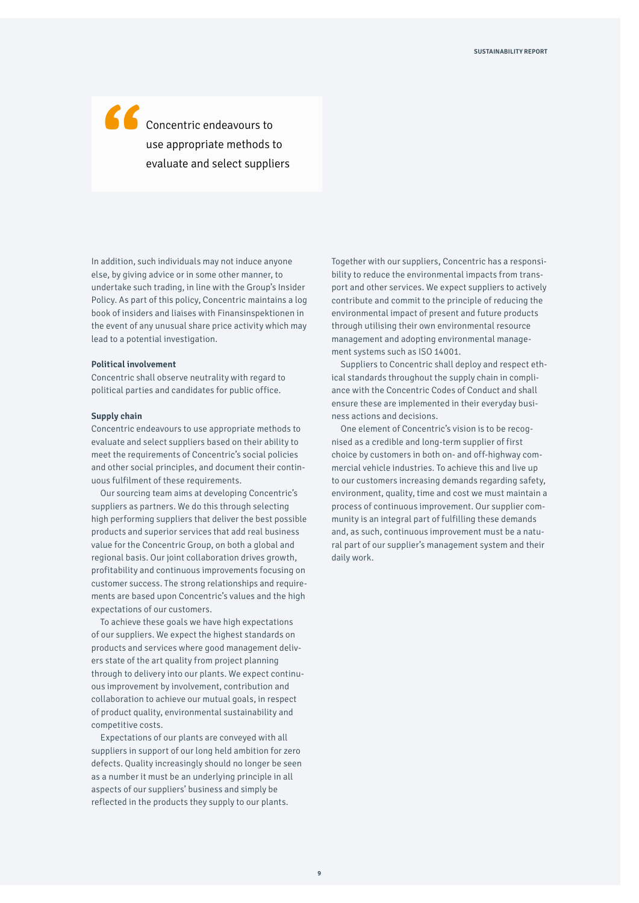> Concentric endeavours to use appropriate methods to evaluate and select suppliers

In addition, such individuals may not induce anyone else, by giving advice or in some other manner, to undertake such trading, in line with the Group's Insider Policy. As part of this policy, Concentric maintains a log book of insiders and liaises with Finansinspektionen in the event of any unusual share price activity which may lead to a potential investigation.

**Political involvement**

Concentric shall observe neutrality with regard to political parties and candidates for public office.

**Supply chain**

Concentric endeavours to use appropriate methods to evaluate and select suppliers based on their ability to meet the requirements of Concentric's social policies and other social principles, and document their continuous fulfilment of these requirements.

Our sourcing team aims at developing Concentric's suppliers as partners. We do this through selecting high performing suppliers that deliver the best possible products and superior services that add real business value for the Concentric Group, on both a global and regional basis. Our joint collaboration drives growth, profitability and continuous improvements focusing on customer success. The strong relationships and requirements are based upon Concentric's values and the high expectations of our customers.

To achieve these goals we have high expectations of our suppliers. We expect the highest standards on products and services where good management delivers state of the art quality from project planning through to delivery into our plants. We expect continuous improvement by involvement, contribution and collaboration to achieve our mutual goals, in respect of product quality, environmental sustainability and competitive costs.

Expectations of our plants are conveyed with all suppliers in support of our long held ambition for zero defects. Quality increasingly should no longer be seen as a number it must be an underlying principle in all aspects of our suppliers' business and simply be reflected in the products they supply to our plants.

Together with our suppliers, Concentric has a responsibility to reduce the environmental impacts from transport and other services. We expect suppliers to actively contribute and commit to the principle of reducing the environmental impact of present and future products through utilising their own environmental resource management and adopting environmental management systems such as ISO 14001.

Suppliers to Concentric shall deploy and respect ethical standards throughout the supply chain in compliance with the Concentric Codes of Conduct and shall ensure these are implemented in their everyday business actions and decisions.

One element of Concentric's vision is to be recognised as a credible and long-term supplier of first choice by customers in both on- and off-highway commercial vehicle industries. To achieve this and live up to our customers increasing demands regarding safety, environment, quality, time and cost we must maintain a process of continuous improvement. Our supplier community is an integral part of fulfilling these demands and, as such, continuous improvement must be a natural part of our supplier's management system and their daily work.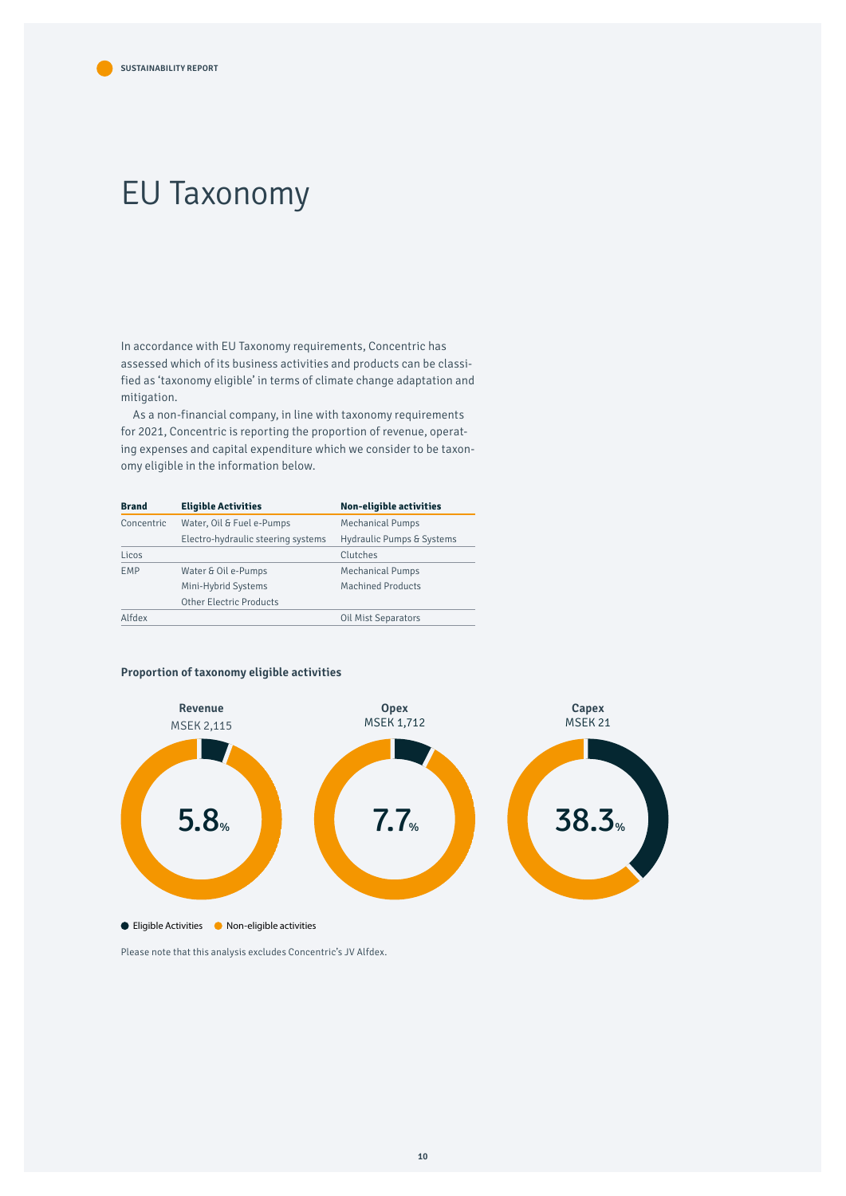# EU Taxonomy

In accordance with EU Taxonomy requirements, Concentric has assessed which of its business activities and products can be classified as 'taxonomy eligible' in terms of climate change adaptation and mitigation.

As a non-financial company, in line with taxonomy requirements for 2021, Concentric is reporting the proportion of revenue, operating expenses and capital expenditure which we consider to be taxonomy eligible in the information below.

| Brand | Eligible Activities | Non-eligible activities |
|---|---|---|
| Concentric | Water, Oil & Fuel e-Pumps | Mechanical Pumps |
| | Electro-hydraulic steering systems | Hydraulic Pumps & Systems |
| Licos | | Clutches |
| EMP | Water & Oil e-Pumps | Mechanical Pumps |
| | Mini-Hybrid Systems | Machined Products |
| | Other Electric Products | |
| Alfdex | | Oil Mist Separators |

**Proportion of taxonomy eligible activities**

**Revenue**
MSEK 2,115
5.8%

**Opex**
MSEK 1,712
7.7%

**Capex**
MSEK 21
38.3%

Eligible Activities
Non-eligible activities

Please note that this analysis excludes Concentric's JV Alfdex.